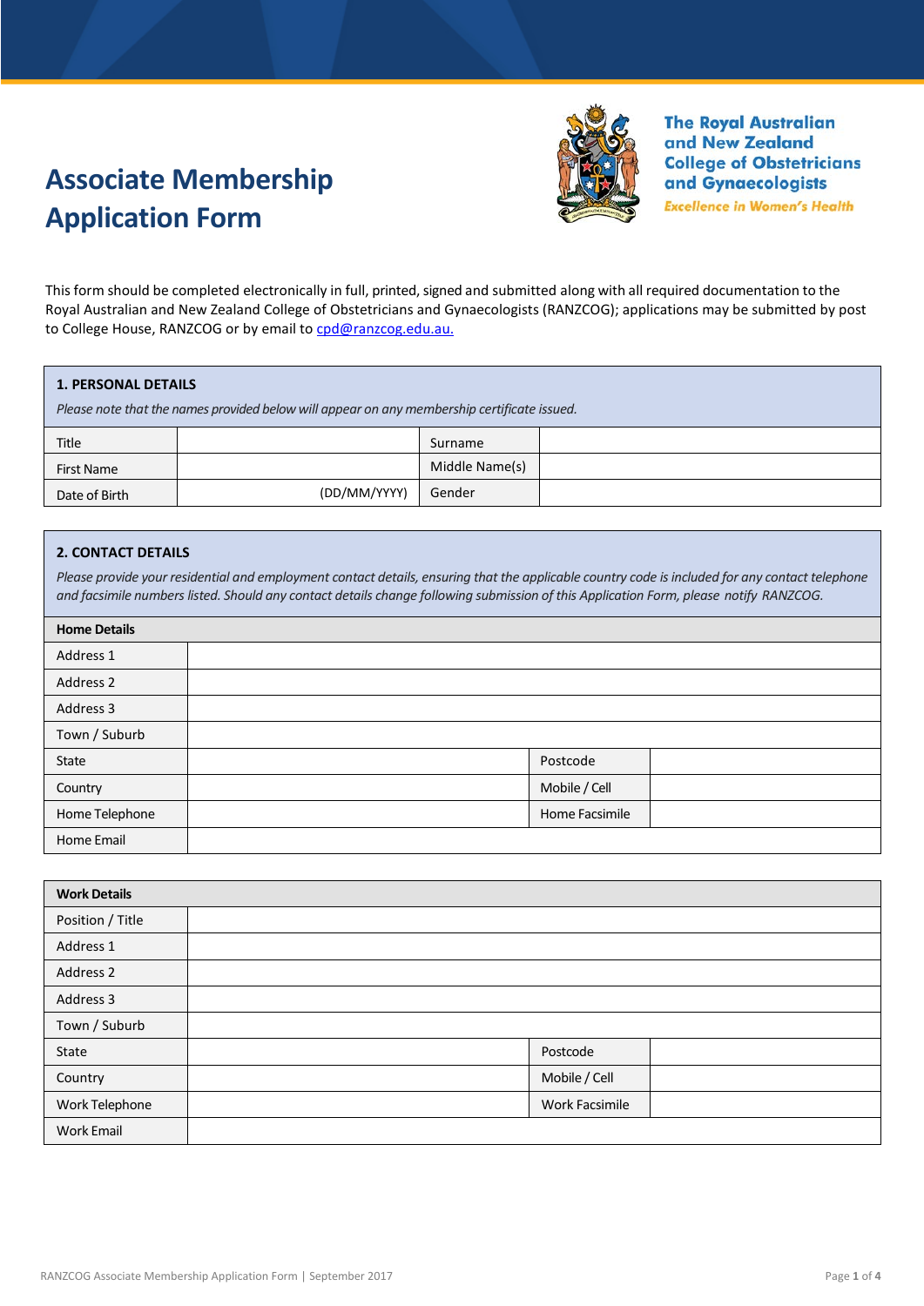# Associate Membership Application Form

**The Royal Australian and New Zealand College of Obstetricians and Gynaecologists**
*Excellence in Women's Health*

This form should be completed electronically in full, printed, signed and submitted along with all required documentation to the Royal Australian and New Zealand College of Obstetricians and Gynaecologists (RANZCOG); applications may be submitted by post to College House, RANZCOG or by email to cpd@ranzcog.edu.au.

## 1. PERSONAL DETAILS

*Please note that the names provided below will appear on any membership certificate issued.*

| | | | |
|---|---|---|---|
| Title | | Surname | |
| First Name | | Middle Name(s) | |
| Date of Birth | (DD/MM/YYYY) | Gender | |

## 2. CONTACT DETAILS

*Please provide your residential and employment contact details, ensuring that the applicable country code is included for any contact telephone and facsimile numbers listed. Should any contact details change following submission of this Application Form, please notify RANZCOG.*

| **Home Details** | | | |
|---|---|---|---|
| Address 1 | | | |
| Address 2 | | | |
| Address 3 | | | |
| Town / Suburb | | | |
| State | | Postcode | |
| Country | | Mobile / Cell | |
| Home Telephone | | Home Facsimile | |
| Home Email | | | |

| **Work Details** | | | |
|---|---|---|---|
| Position / Title | | | |
| Address 1 | | | |
| Address 2 | | | |
| Address 3 | | | |
| Town / Suburb | | | |
| State | | Postcode | |
| Country | | Mobile / Cell | |
| Work Telephone | | Work Facsimile | |
| Work Email | | | |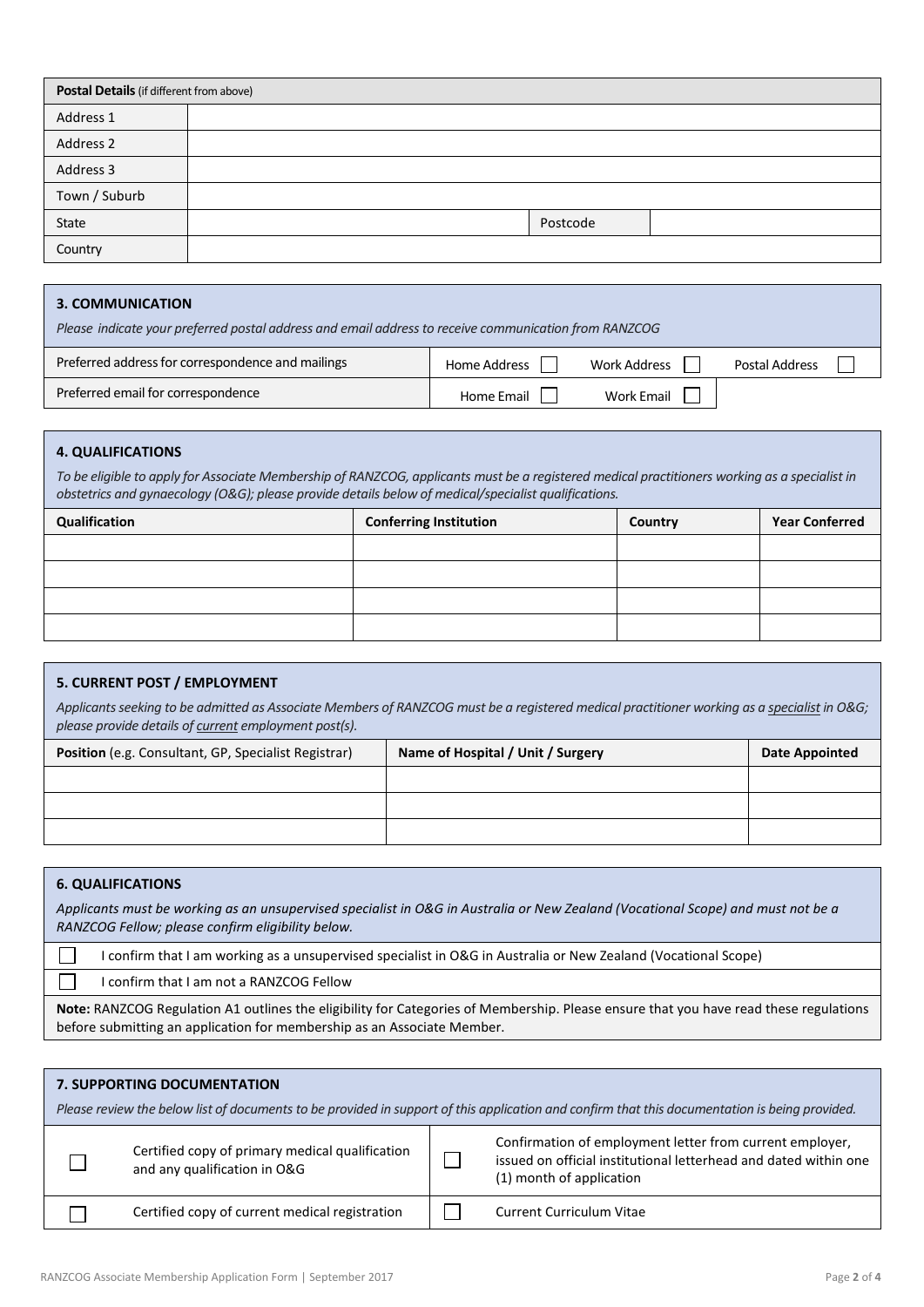| **Postal Details** (if different from above) | | | |
|---|---|---|---|
| Address 1 | | | |
| Address 2 | | | |
| Address 3 | | | |
| Town / Suburb | | | |
| State | | Postcode | |
| Country | | | |

## 3. COMMUNICATION

*Please indicate your preferred postal address and email address to receive communication from RANZCOG*

| | | | |
|---|---|---|---|
| Preferred address for correspondence and mailings | Home Address ☐ | Work Address ☐ | Postal Address ☐ |
| Preferred email for correspondence | Home Email ☐ | Work Email ☐ | |

## 4. QUALIFICATIONS

*To be eligible to apply for Associate Membership of RANZCOG, applicants must be a registered medical practitioners working as a specialist in obstetrics and gynaecology (O&G); please provide details below of medical/specialist qualifications.*

| Qualification | Conferring Institution | Country | Year Conferred |
|---|---|---|---|
| | | | |
| | | | |
| | | | |
| | | | |

## 5. CURRENT POST / EMPLOYMENT

*Applicants seeking to be admitted as Associate Members of RANZCOG must be a registered medical practitioner working as a specialist in O&G; please provide details of current employment post(s).*

| **Position** (e.g. Consultant, GP, Specialist Registrar) | Name of Hospital / Unit / Surgery | Date Appointed |
|---|---|---|
| | | |
| | | |
| | | |

## 6. QUALIFICATIONS

*Applicants must be working as an unsupervised specialist in O&G in Australia or New Zealand (Vocational Scope) and must not be a RANZCOG Fellow; please confirm eligibility below.*

- ☐ I confirm that I am working as a unsupervised specialist in O&G in Australia or New Zealand (Vocational Scope)
- ☐ I confirm that I am not a RANZCOG Fellow

**Note:** RANZCOG Regulation A1 outlines the eligibility for Categories of Membership. Please ensure that you have read these regulations before submitting an application for membership as an Associate Member.

## 7. SUPPORTING DOCUMENTATION

*Please review the below list of documents to be provided in support of this application and confirm that this documentation is being provided.*

| | | | |
|---|---|---|---|
| ☐ | Certified copy of primary medical qualification and any qualification in O&G | ☐ | Confirmation of employment letter from current employer, issued on official institutional letterhead and dated within one (1) month of application |
| ☐ | Certified copy of current medical registration | ☐ | Current Curriculum Vitae |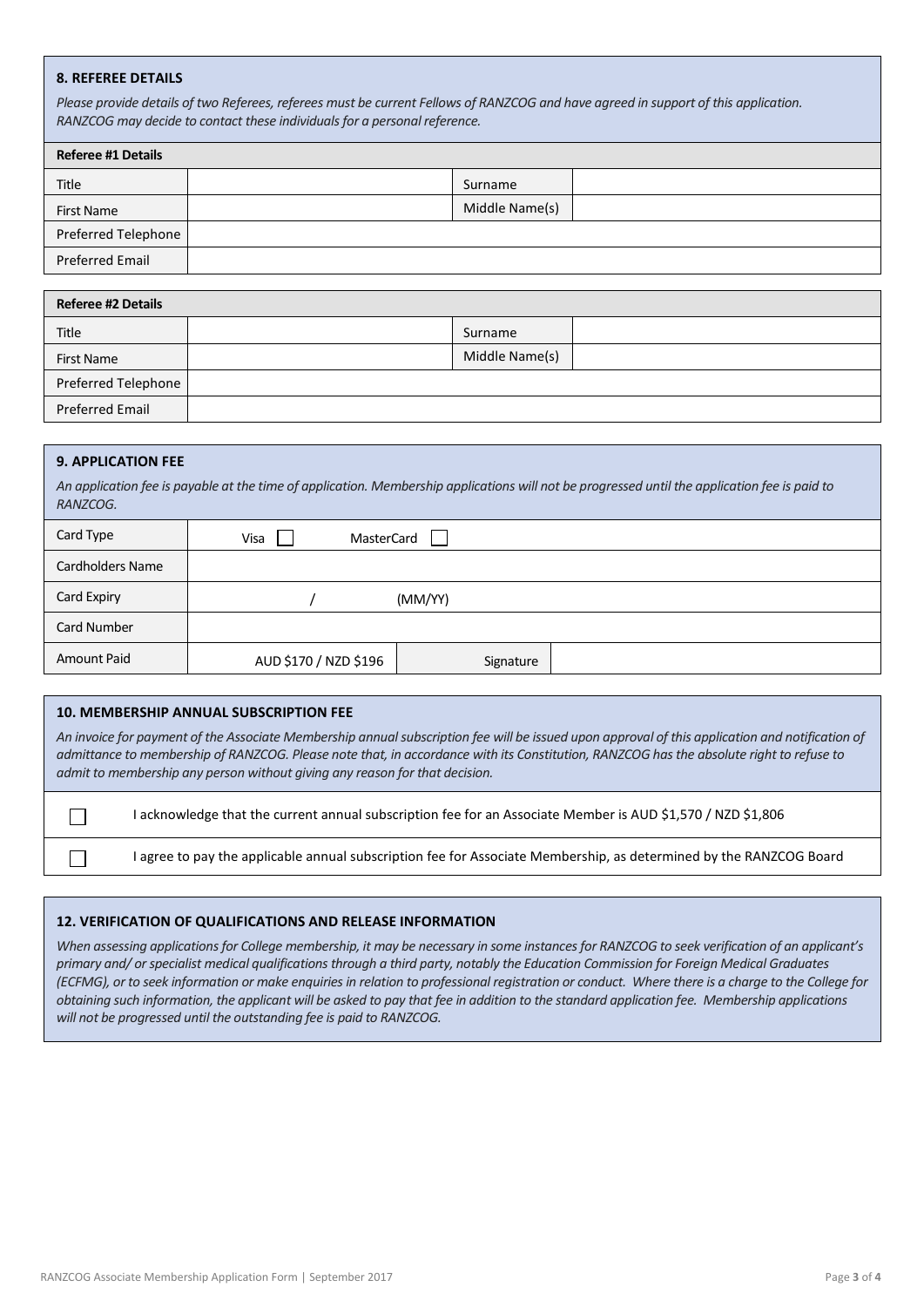## 8. REFEREE DETAILS

*Please provide details of two Referees, referees must be current Fellows of RANZCOG and have agreed in support of this application. RANZCOG may decide to contact these individuals for a personal reference.*

| Referee #1 Details | | | |
|---|---|---|---|
| Title | | Surname | |
| First Name | | Middle Name(s) | |
| Preferred Telephone | | | |
| Preferred Email | | | |

| Referee #2 Details | | | |
|---|---|---|---|
| Title | | Surname | |
| First Name | | Middle Name(s) | |
| Preferred Telephone | | | |
| Preferred Email | | | |

## 9. APPLICATION FEE

*An application fee is payable at the time of application. Membership applications will not be progressed until the application fee is paid to RANZCOG.*

| | | | |
|---|---|---|---|
| Card Type | Visa ☐ MasterCard ☐ | | |
| Cardholders Name | | | |
| Card Expiry | / (MM/YY) | | |
| Card Number | | | |
| Amount Paid | AUD $170 / NZD $196 | Signature | |

## 10. MEMBERSHIP ANNUAL SUBSCRIPTION FEE

*An invoice for payment of the Associate Membership annual subscription fee will be issued upon approval of this application and notification of admittance to membership of RANZCOG. Please note that, in accordance with its Constitution, RANZCOG has the absolute right to refuse to admit to membership any person without giving any reason for that decision.*

☐ I acknowledge that the current annual subscription fee for an Associate Member is AUD $1,570 / NZD $1,806

☐ I agree to pay the applicable annual subscription fee for Associate Membership, as determined by the RANZCOG Board

## 12. VERIFICATION OF QUALIFICATIONS AND RELEASE INFORMATION

*When assessing applications for College membership, it may be necessary in some instances for RANZCOG to seek verification of an applicant's primary and/ or specialist medical qualifications through a third party, notably the Education Commission for Foreign Medical Graduates (ECFMG), or to seek information or make enquiries in relation to professional registration or conduct. Where there is a charge to the College for obtaining such information, the applicant will be asked to pay that fee in addition to the standard application fee. Membership applications will not be progressed until the outstanding fee is paid to RANZCOG.*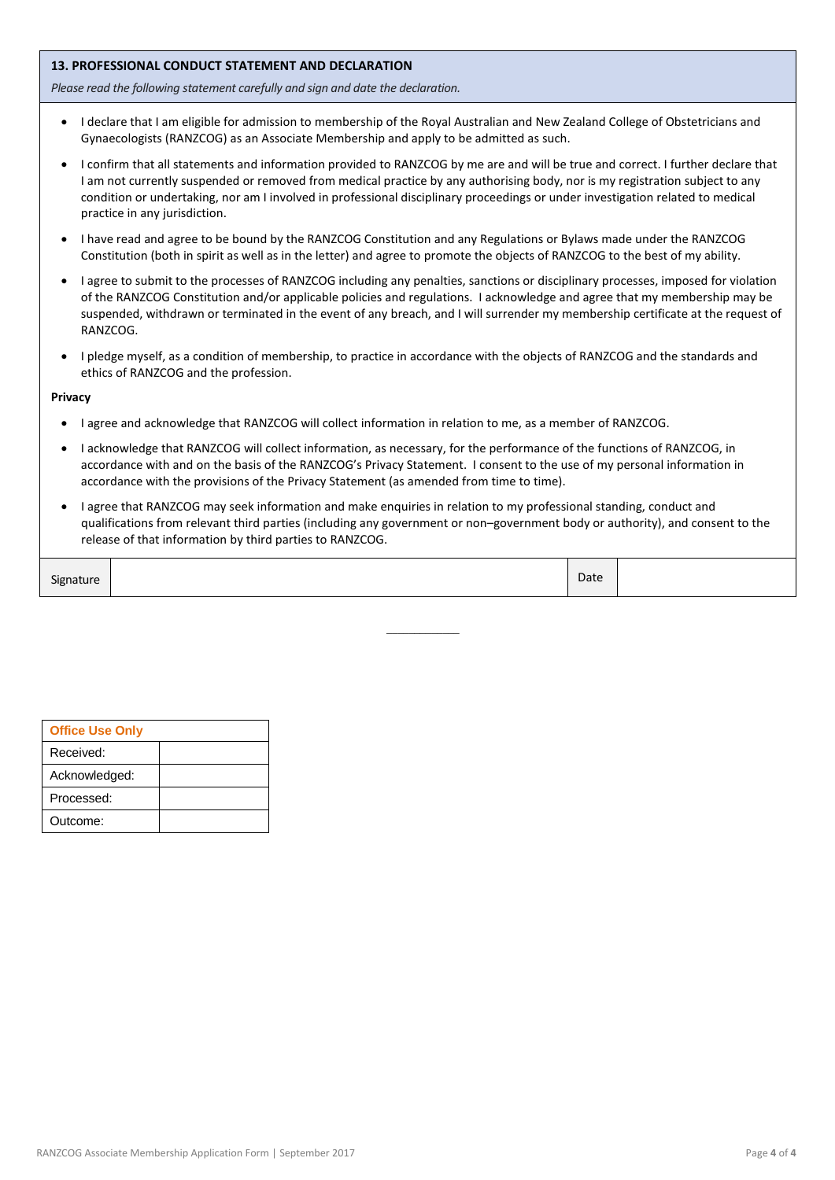## 13. PROFESSIONAL CONDUCT STATEMENT AND DECLARATION

*Please read the following statement carefully and sign and date the declaration.*

- I declare that I am eligible for admission to membership of the Royal Australian and New Zealand College of Obstetricians and Gynaecologists (RANZCOG) as an Associate Membership and apply to be admitted as such.
- I confirm that all statements and information provided to RANZCOG by me are and will be true and correct. I further declare that I am not currently suspended or removed from medical practice by any authorising body, nor is my registration subject to any condition or undertaking, nor am I involved in professional disciplinary proceedings or under investigation related to medical practice in any jurisdiction.
- I have read and agree to be bound by the RANZCOG Constitution and any Regulations or Bylaws made under the RANZCOG Constitution (both in spirit as well as in the letter) and agree to promote the objects of RANZCOG to the best of my ability.
- I agree to submit to the processes of RANZCOG including any penalties, sanctions or disciplinary processes, imposed for violation of the RANZCOG Constitution and/or applicable policies and regulations. I acknowledge and agree that my membership may be suspended, withdrawn or terminated in the event of any breach, and I will surrender my membership certificate at the request of RANZCOG.
- I pledge myself, as a condition of membership, to practice in accordance with the objects of RANZCOG and the standards and ethics of RANZCOG and the profession.

**Privacy**

- I agree and acknowledge that RANZCOG will collect information in relation to me, as a member of RANZCOG.
- I acknowledge that RANZCOG will collect information, as necessary, for the performance of the functions of RANZCOG, in accordance with and on the basis of the RANZCOG's Privacy Statement. I consent to the use of my personal information in accordance with the provisions of the Privacy Statement (as amended from time to time).
- I agree that RANZCOG may seek information and make enquiries in relation to my professional standing, conduct and qualifications from relevant third parties (including any government or non–government body or authority), and consent to the release of that information by third parties to RANZCOG.

| | | | |
|---|---|---|---|
| Signature | | Date | |

| Office Use Only | |
|---|---|
| Received: | |
| Acknowledged: | |
| Processed: | |
| Outcome: | |